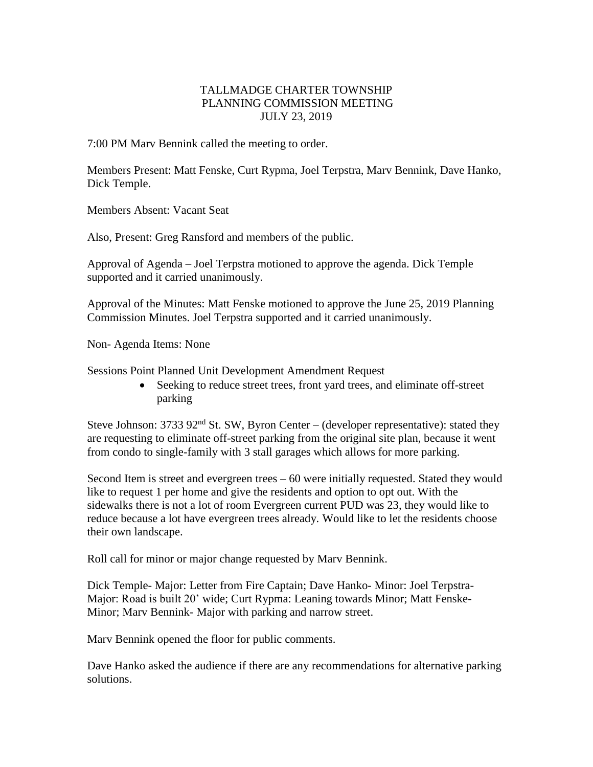# TALLMADGE CHARTER TOWNSHIP
## PLANNING COMMISSION MEETING
### JULY 23, 2019

7:00 PM Marv Bennink called the meeting to order.

Members Present: Matt Fenske, Curt Rypma, Joel Terpstra, Marv Bennink, Dave Hanko, Dick Temple.

Members Absent: Vacant Seat

Also, Present: Greg Ransford and members of the public.

Approval of Agenda – Joel Terpstra motioned to approve the agenda. Dick Temple supported and it carried unanimously.

Approval of the Minutes: Matt Fenske motioned to approve the June 25, 2019 Planning Commission Minutes. Joel Terpstra supported and it carried unanimously.

Non- Agenda Items: None

Sessions Point Planned Unit Development Amendment Request

- Seeking to reduce street trees, front yard trees, and eliminate off-street parking

Steve Johnson: 3733 92nd St. SW, Byron Center – (developer representative): stated they are requesting to eliminate off-street parking from the original site plan, because it went from condo to single-family with 3 stall garages which allows for more parking.

Second Item is street and evergreen trees – 60 were initially requested. Stated they would like to request 1 per home and give the residents and option to opt out. With the sidewalks there is not a lot of room Evergreen current PUD was 23, they would like to reduce because a lot have evergreen trees already. Would like to let the residents choose their own landscape.

Roll call for minor or major change requested by Marv Bennink.

Dick Temple- Major: Letter from Fire Captain; Dave Hanko- Minor: Joel Terpstra- Major: Road is built 20' wide; Curt Rypma: Leaning towards Minor; Matt Fenske- Minor; Marv Bennink- Major with parking and narrow street.

Marv Bennink opened the floor for public comments.

Dave Hanko asked the audience if there are any recommendations for alternative parking solutions.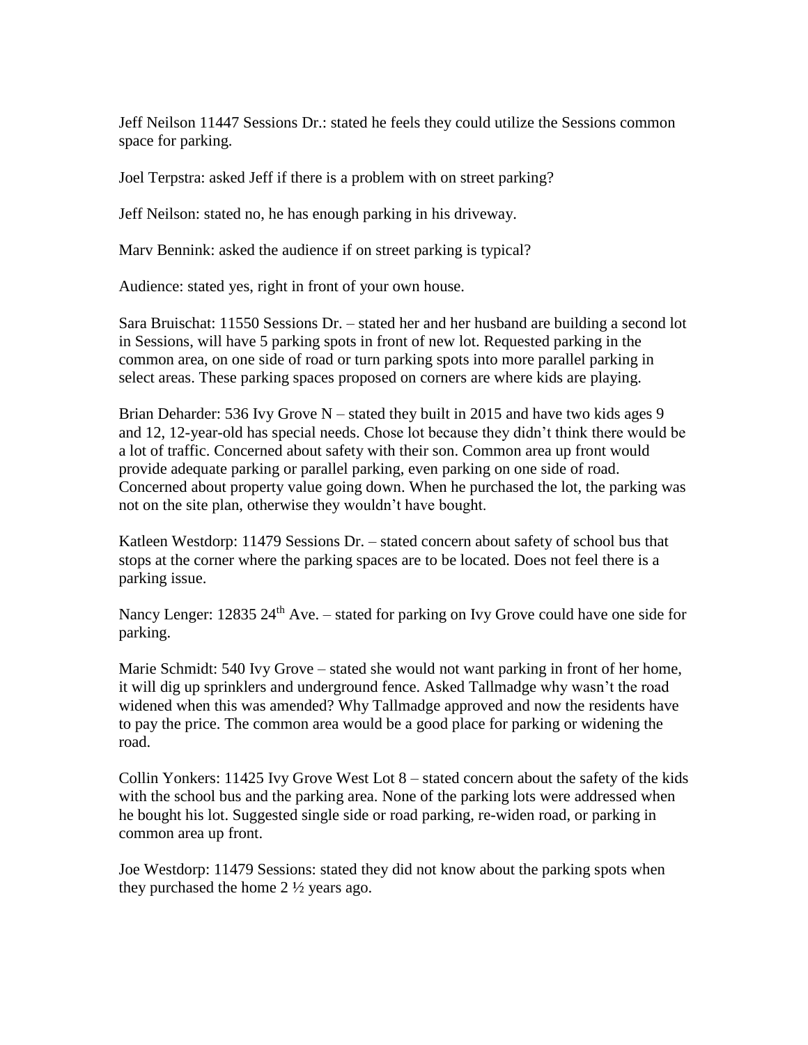Jeff Neilson 11447 Sessions Dr.: stated he feels they could utilize the Sessions common space for parking.

Joel Terpstra: asked Jeff if there is a problem with on street parking?

Jeff Neilson: stated no, he has enough parking in his driveway.

Marv Bennink: asked the audience if on street parking is typical?

Audience: stated yes, right in front of your own house.

Sara Bruischat: 11550 Sessions Dr. – stated her and her husband are building a second lot in Sessions, will have 5 parking spots in front of new lot. Requested parking in the common area, on one side of road or turn parking spots into more parallel parking in select areas. These parking spaces proposed on corners are where kids are playing.

Brian Deharder: 536 Ivy Grove N – stated they built in 2015 and have two kids ages 9 and 12, 12-year-old has special needs. Chose lot because they didn't think there would be a lot of traffic. Concerned about safety with their son. Common area up front would provide adequate parking or parallel parking, even parking on one side of road. Concerned about property value going down. When he purchased the lot, the parking was not on the site plan, otherwise they wouldn't have bought.

Katleen Westdorp: 11479 Sessions Dr. – stated concern about safety of school bus that stops at the corner where the parking spaces are to be located. Does not feel there is a parking issue.

Nancy Lenger: 12835 24th Ave. – stated for parking on Ivy Grove could have one side for parking.

Marie Schmidt: 540 Ivy Grove – stated she would not want parking in front of her home, it will dig up sprinklers and underground fence. Asked Tallmadge why wasn't the road widened when this was amended? Why Tallmadge approved and now the residents have to pay the price. The common area would be a good place for parking or widening the road.

Collin Yonkers: 11425 Ivy Grove West Lot 8 – stated concern about the safety of the kids with the school bus and the parking area. None of the parking lots were addressed when he bought his lot. Suggested single side or road parking, re-widen road, or parking in common area up front.

Joe Westdorp: 11479 Sessions: stated they did not know about the parking spots when they purchased the home 2 ½ years ago.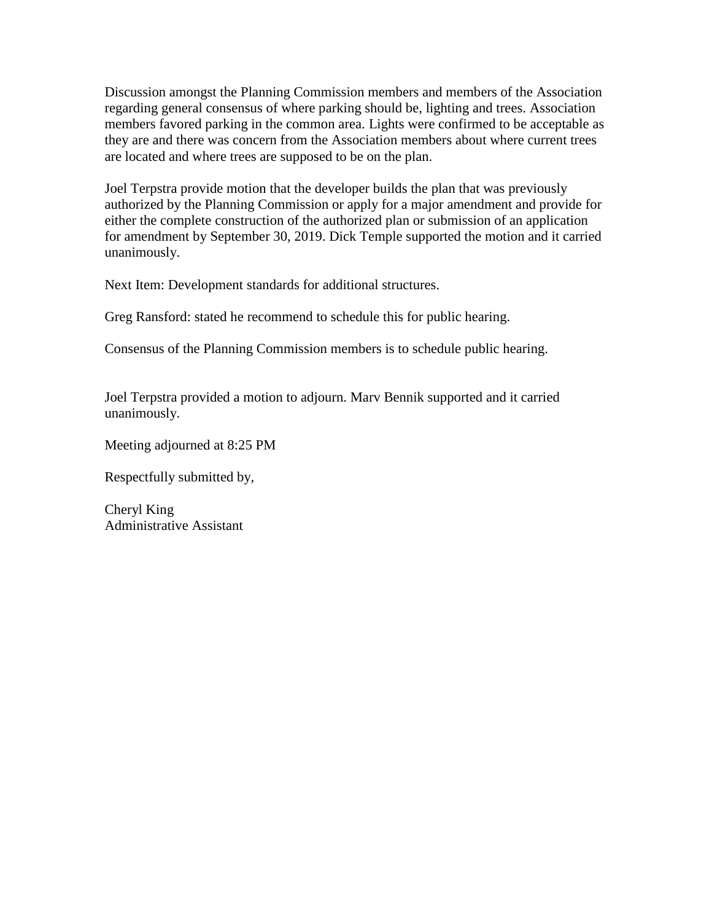Discussion amongst the Planning Commission members and members of the Association regarding general consensus of where parking should be, lighting and trees. Association members favored parking in the common area. Lights were confirmed to be acceptable as they are and there was concern from the Association members about where current trees are located and where trees are supposed to be on the plan.

Joel Terpstra provide motion that the developer builds the plan that was previously authorized by the Planning Commission or apply for a major amendment and provide for either the complete construction of the authorized plan or submission of an application for amendment by September 30, 2019. Dick Temple supported the motion and it carried unanimously.

Next Item: Development standards for additional structures.

Greg Ransford: stated he recommend to schedule this for public hearing.

Consensus of the Planning Commission members is to schedule public hearing.

Joel Terpstra provided a motion to adjourn. Marv Bennik supported and it carried unanimously.

Meeting adjourned at 8:25 PM

Respectfully submitted by,

Cheryl King
Administrative Assistant